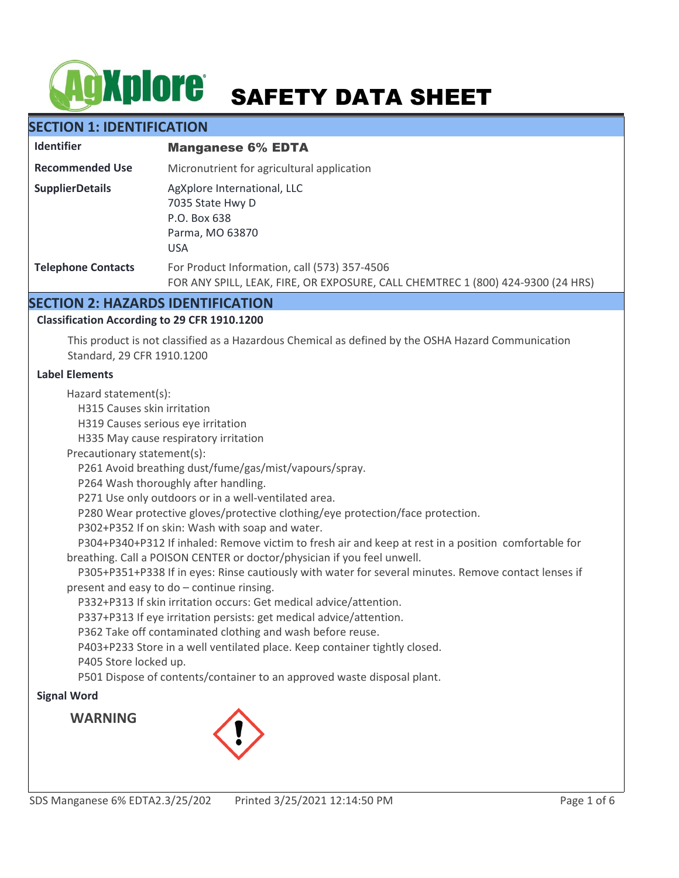# SAFETY DATA SHEET

## SECTION 1: IDENTIFICATION

| | |
|---|---|
| **Identifier** | **Manganese 6% EDTA** |
| **Recommended Use** | Micronutrient for agricultural application |
| **SupplierDetails** | AgXplore International, LLC<br>7035 State Hwy D<br>P.O. Box 638<br>Parma, MO 63870<br>USA |
| **Telephone Contacts** | For Product Information, call (573) 357-4506<br>FOR ANY SPILL, LEAK, FIRE, OR EXPOSURE, CALL CHEMTREC 1 (800) 424-9300 (24 HRS) |

## SECTION 2: HAZARDS IDENTIFICATION

### Classification According to 29 CFR 1910.1200

This product is not classified as a Hazardous Chemical as defined by the OSHA Hazard Communication Standard, 29 CFR 1910.1200

### Label Elements

Hazard statement(s):
- H315 Causes skin irritation
- H319 Causes serious eye irritation
- H335 May cause respiratory irritation

Precautionary statement(s):
- P261 Avoid breathing dust/fume/gas/mist/vapours/spray.
- P264 Wash thoroughly after handling.
- P271 Use only outdoors or in a well-ventilated area.
- P280 Wear protective gloves/protective clothing/eye protection/face protection.
- P302+P352 If on skin: Wash with soap and water.
- P304+P340+P312 If inhaled: Remove victim to fresh air and keep at rest in a position comfortable for breathing. Call a POISON CENTER or doctor/physician if you feel unwell.
- P305+P351+P338 If in eyes: Rinse cautiously with water for several minutes. Remove contact lenses if present and easy to do – continue rinsing.
- P332+P313 If skin irritation occurs: Get medical advice/attention.
- P337+P313 If eye irritation persists: get medical advice/attention.
- P362 Take off contaminated clothing and wash before reuse.
- P403+P233 Store in a well ventilated place. Keep container tightly closed.
- P405 Store locked up.
- P501 Dispose of contents/container to an approved waste disposal plant.

### Signal Word

**WARNING**

SDS Manganese 6% EDTA2.3/25/202 Printed 3/25/2021 12:14:50 PM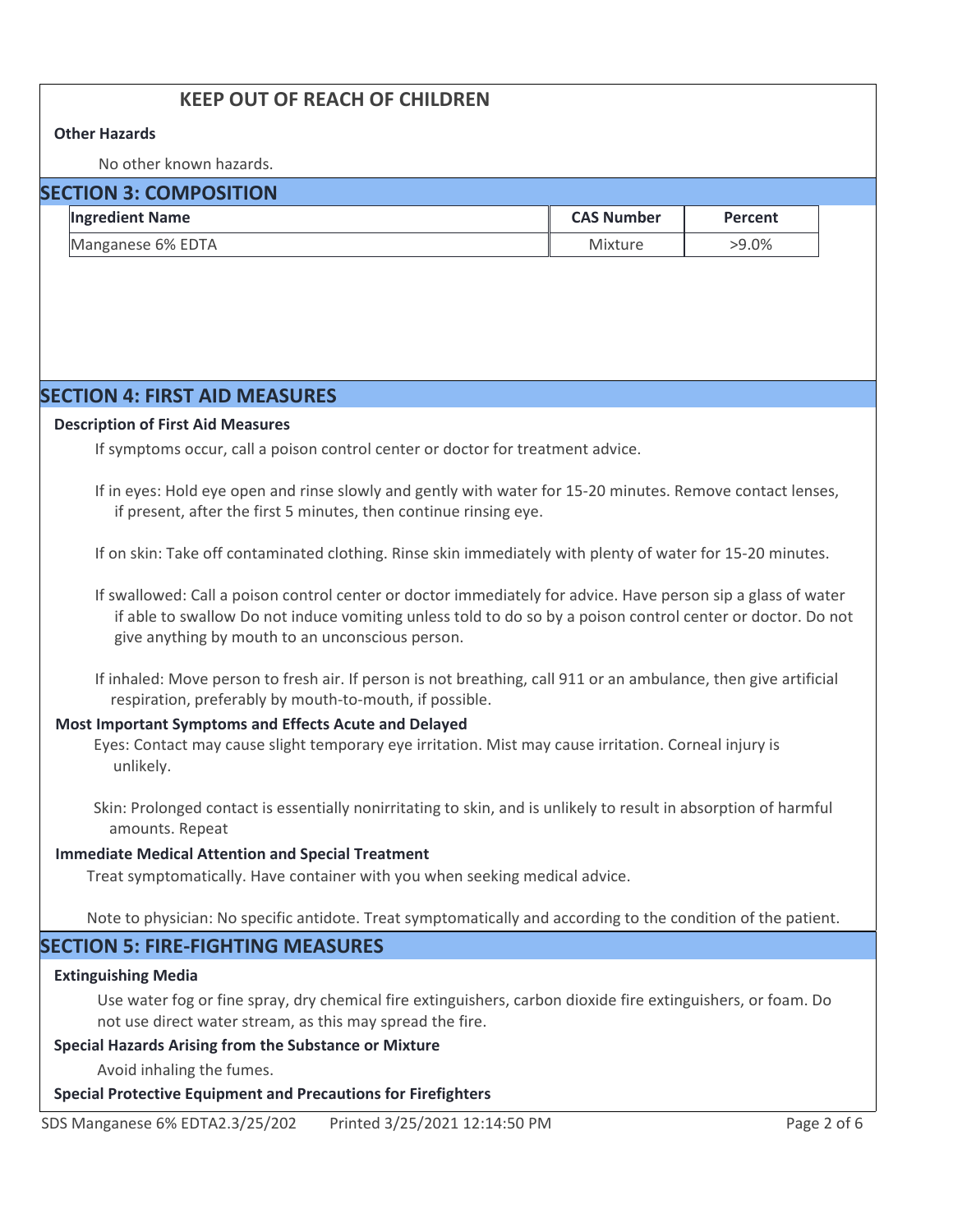## KEEP OUT OF REACH OF CHILDREN

**Other Hazards**

No other known hazards.

## SECTION 3: COMPOSITION

| Ingredient Name | CAS Number | Percent |
|---|---|---|
| Manganese 6% EDTA | Mixture | >9.0% |

## SECTION 4: FIRST AID MEASURES

**Description of First Aid Measures**

If symptoms occur, call a poison control center or doctor for treatment advice.

If in eyes: Hold eye open and rinse slowly and gently with water for 15-20 minutes. Remove contact lenses, if present, after the first 5 minutes, then continue rinsing eye.

If on skin: Take off contaminated clothing. Rinse skin immediately with plenty of water for 15-20 minutes.

If swallowed: Call a poison control center or doctor immediately for advice. Have person sip a glass of water if able to swallow Do not induce vomiting unless told to do so by a poison control center or doctor. Do not give anything by mouth to an unconscious person.

If inhaled: Move person to fresh air. If person is not breathing, call 911 or an ambulance, then give artificial respiration, preferably by mouth-to-mouth, if possible.

**Most Important Symptoms and Effects Acute and Delayed**

Eyes: Contact may cause slight temporary eye irritation. Mist may cause irritation. Corneal injury is unlikely.

Skin: Prolonged contact is essentially nonirritating to skin, and is unlikely to result in absorption of harmful amounts. Repeat

**Immediate Medical Attention and Special Treatment**

Treat symptomatically. Have container with you when seeking medical advice.

Note to physician: No specific antidote. Treat symptomatically and according to the condition of the patient.

## SECTION 5: FIRE-FIGHTING MEASURES

**Extinguishing Media**

Use water fog or fine spray, dry chemical fire extinguishers, carbon dioxide fire extinguishers, or foam. Do not use direct water stream, as this may spread the fire.

**Special Hazards Arising from the Substance or Mixture**

Avoid inhaling the fumes.

**Special Protective Equipment and Precautions for Firefighters**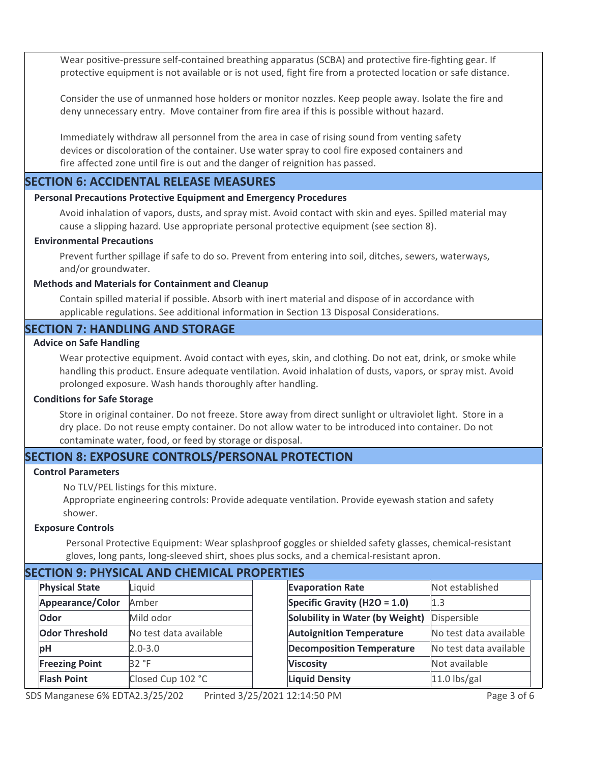Wear positive-pressure self-contained breathing apparatus (SCBA) and protective fire-fighting gear. If protective equipment is not available or is not used, fight fire from a protected location or safe distance.

Consider the use of unmanned hose holders or monitor nozzles. Keep people away. Isolate the fire and deny unnecessary entry. Move container from fire area if this is possible without hazard.

Immediately withdraw all personnel from the area in case of rising sound from venting safety devices or discoloration of the container. Use water spray to cool fire exposed containers and fire affected zone until fire is out and the danger of reignition has passed.

## SECTION 6: ACCIDENTAL RELEASE MEASURES

### Personal Precautions Protective Equipment and Emergency Procedures

Avoid inhalation of vapors, dusts, and spray mist. Avoid contact with skin and eyes. Spilled material may cause a slipping hazard. Use appropriate personal protective equipment (see section 8).

### Environmental Precautions

Prevent further spillage if safe to do so. Prevent from entering into soil, ditches, sewers, waterways, and/or groundwater.

### Methods and Materials for Containment and Cleanup

Contain spilled material if possible. Absorb with inert material and dispose of in accordance with applicable regulations. See additional information in Section 13 Disposal Considerations.

## SECTION 7: HANDLING AND STORAGE

### Advice on Safe Handling

Wear protective equipment. Avoid contact with eyes, skin, and clothing. Do not eat, drink, or smoke while handling this product. Ensure adequate ventilation. Avoid inhalation of dusts, vapors, or spray mist. Avoid prolonged exposure. Wash hands thoroughly after handling.

### Conditions for Safe Storage

Store in original container. Do not freeze. Store away from direct sunlight or ultraviolet light. Store in a dry place. Do not reuse empty container. Do not allow water to be introduced into container. Do not contaminate water, food, or feed by storage or disposal.

## SECTION 8: EXPOSURE CONTROLS/PERSONAL PROTECTION

### Control Parameters

No TLV/PEL listings for this mixture.
Appropriate engineering controls: Provide adequate ventilation. Provide eyewash station and safety shower.

### Exposure Controls

Personal Protective Equipment: Wear splashproof goggles or shielded safety glasses, chemical-resistant gloves, long pants, long-sleeved shirt, shoes plus socks, and a chemical-resistant apron.

## SECTION 9: PHYSICAL AND CHEMICAL PROPERTIES

| Property | Value | Property | Value |
|---|---|---|---|
| **Physical State** | Liquid | **Evaporation Rate** | Not established |
| **Appearance/Color** | Amber | **Specific Gravity (H2O = 1.0)** | 1.3 |
| **Odor** | Mild odor | **Solubility in Water (by Weight)** | Dispersible |
| **Odor Threshold** | No test data available | **Autoignition Temperature** | No test data available |
| **pH** | 2.0-3.0 | **Decomposition Temperature** | No test data available |
| **Freezing Point** | 32 °F | **Viscosity** | Not available |
| **Flash Point** | Closed Cup 102 °C | **Liquid Density** | 11.0 lbs/gal |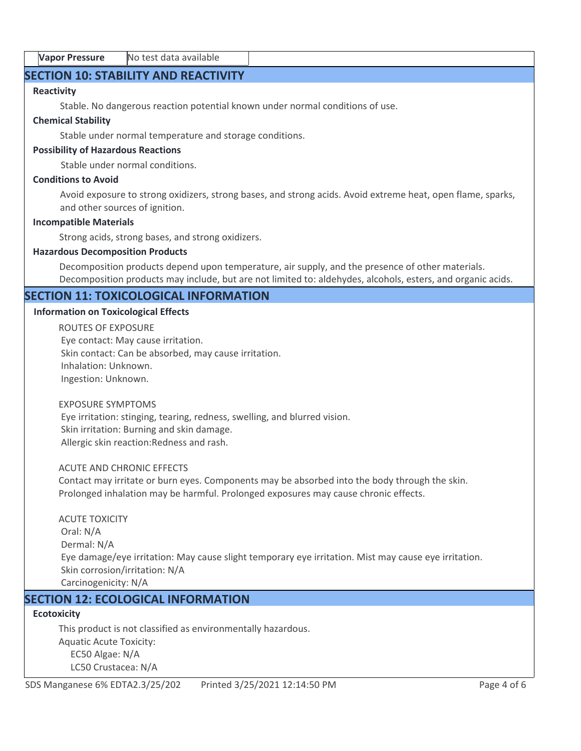| Vapor Pressure | No test data available |
|---|---|

## SECTION 10: STABILITY AND REACTIVITY

**Reactivity**

Stable. No dangerous reaction potential known under normal conditions of use.

**Chemical Stability**

Stable under normal temperature and storage conditions.

**Possibility of Hazardous Reactions**

Stable under normal conditions.

**Conditions to Avoid**

Avoid exposure to strong oxidizers, strong bases, and strong acids. Avoid extreme heat, open flame, sparks, and other sources of ignition.

**Incompatible Materials**

Strong acids, strong bases, and strong oxidizers.

**Hazardous Decomposition Products**

Decomposition products depend upon temperature, air supply, and the presence of other materials. Decomposition products may include, but are not limited to: aldehydes, alcohols, esters, and organic acids.

## SECTION 11: TOXICOLOGICAL INFORMATION

**Information on Toxicological Effects**

ROUTES OF EXPOSURE
Eye contact: May cause irritation.
Skin contact: Can be absorbed, may cause irritation.
Inhalation: Unknown.
Ingestion: Unknown.

EXPOSURE SYMPTOMS
Eye irritation: stinging, tearing, redness, swelling, and blurred vision.
Skin irritation: Burning and skin damage.
Allergic skin reaction:Redness and rash.

ACUTE AND CHRONIC EFFECTS
Contact may irritate or burn eyes. Components may be absorbed into the body through the skin. Prolonged inhalation may be harmful. Prolonged exposures may cause chronic effects.

ACUTE TOXICITY
Oral: N/A
Dermal: N/A
Eye damage/eye irritation: May cause slight temporary eye irritation. Mist may cause eye irritation.
Skin corrosion/irritation: N/A
Carcinogenicity: N/A

## SECTION 12: ECOLOGICAL INFORMATION

**Ecotoxicity**

This product is not classified as environmentally hazardous.
Aquatic Acute Toxicity:
EC50 Algae: N/A
LC50 Crustacea: N/A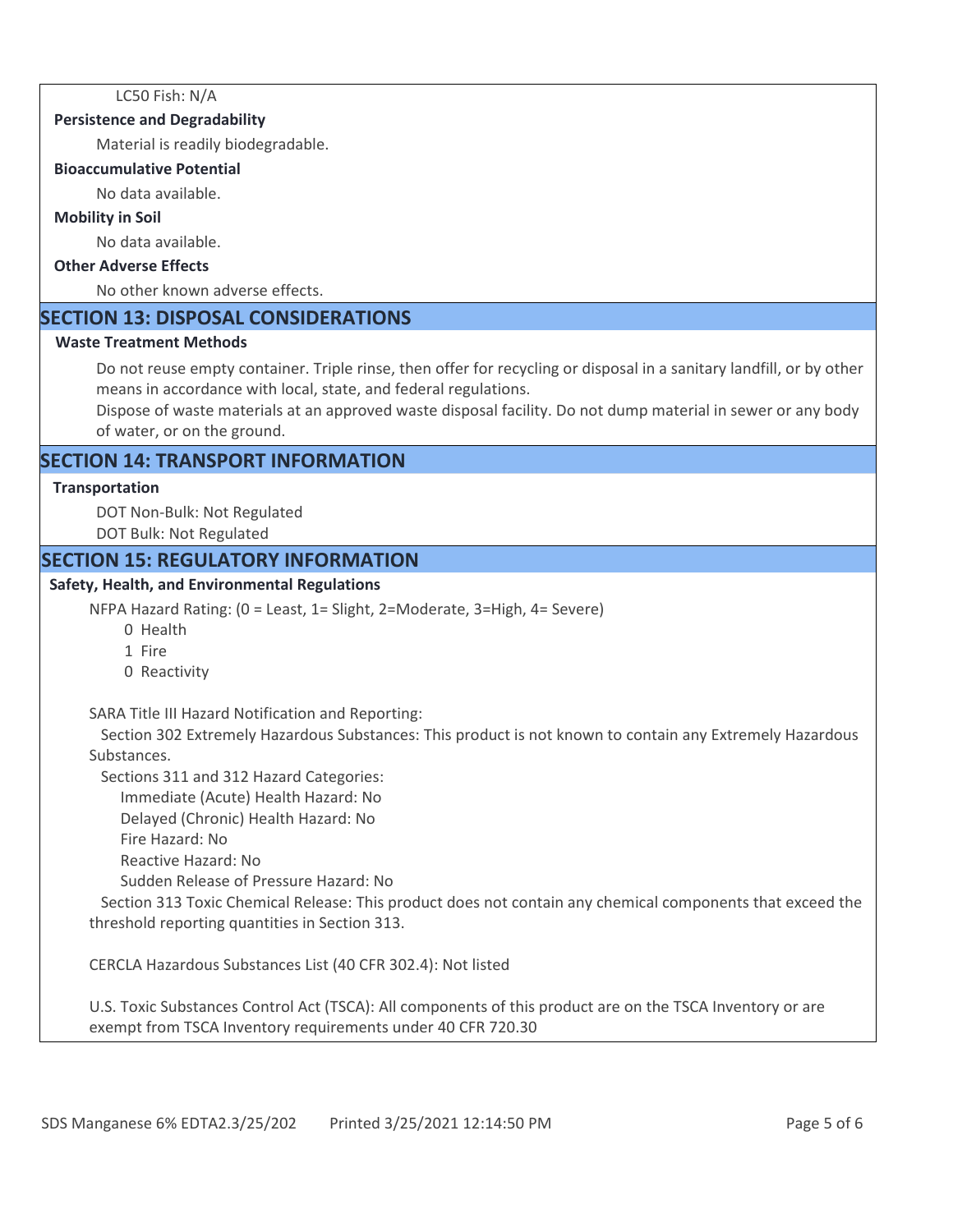LC50 Fish: N/A

**Persistence and Degradability**

Material is readily biodegradable.

**Bioaccumulative Potential**

No data available.

**Mobility in Soil**

No data available.

**Other Adverse Effects**

No other known adverse effects.

## SECTION 13: DISPOSAL CONSIDERATIONS

**Waste Treatment Methods**

Do not reuse empty container. Triple rinse, then offer for recycling or disposal in a sanitary landfill, or by other means in accordance with local, state, and federal regulations.

Dispose of waste materials at an approved waste disposal facility. Do not dump material in sewer or any body of water, or on the ground.

## SECTION 14: TRANSPORT INFORMATION

**Transportation**

DOT Non-Bulk: Not Regulated

DOT Bulk: Not Regulated

## SECTION 15: REGULATORY INFORMATION

**Safety, Health, and Environmental Regulations**

NFPA Hazard Rating: (0 = Least, 1= Slight, 2=Moderate, 3=High, 4= Severe)

- 0 Health
- 1 Fire
- 0 Reactivity

SARA Title III Hazard Notification and Reporting:

Section 302 Extremely Hazardous Substances: This product is not known to contain any Extremely Hazardous Substances.

Sections 311 and 312 Hazard Categories:

- Immediate (Acute) Health Hazard: No
- Delayed (Chronic) Health Hazard: No
- Fire Hazard: No
- Reactive Hazard: No
- Sudden Release of Pressure Hazard: No

Section 313 Toxic Chemical Release: This product does not contain any chemical components that exceed the threshold reporting quantities in Section 313.

CERCLA Hazardous Substances List (40 CFR 302.4): Not listed

U.S. Toxic Substances Control Act (TSCA): All components of this product are on the TSCA Inventory or are exempt from TSCA Inventory requirements under 40 CFR 720.30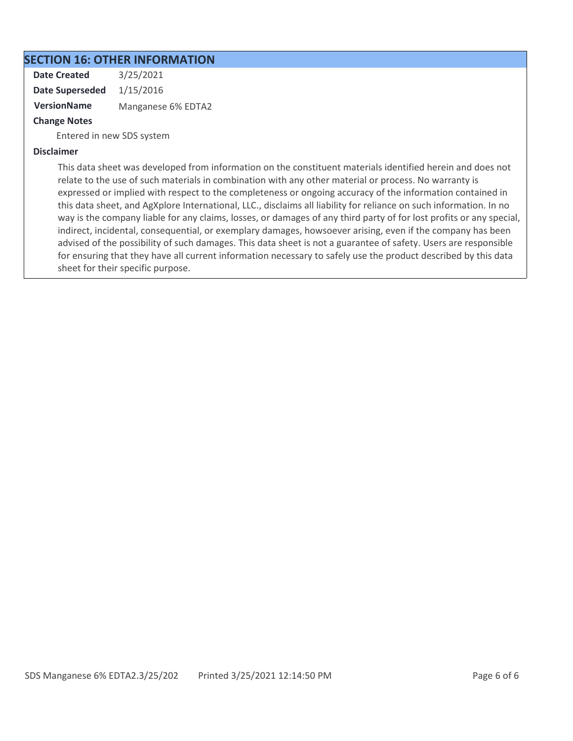## SECTION 16: OTHER INFORMATION

**Date Created** 3/25/2021

**Date Superseded** 1/15/2016

**VersionName** Manganese 6% EDTA2

**Change Notes**

Entered in new SDS system

**Disclaimer**

This data sheet was developed from information on the constituent materials identified herein and does not relate to the use of such materials in combination with any other material or process. No warranty is expressed or implied with respect to the completeness or ongoing accuracy of the information contained in this data sheet, and AgXplore International, LLC., disclaims all liability for reliance on such information. In no way is the company liable for any claims, losses, or damages of any third party of for lost profits or any special, indirect, incidental, consequential, or exemplary damages, howsoever arising, even if the company has been advised of the possibility of such damages. This data sheet is not a guarantee of safety. Users are responsible for ensuring that they have all current information necessary to safely use the product described by this data sheet for their specific purpose.